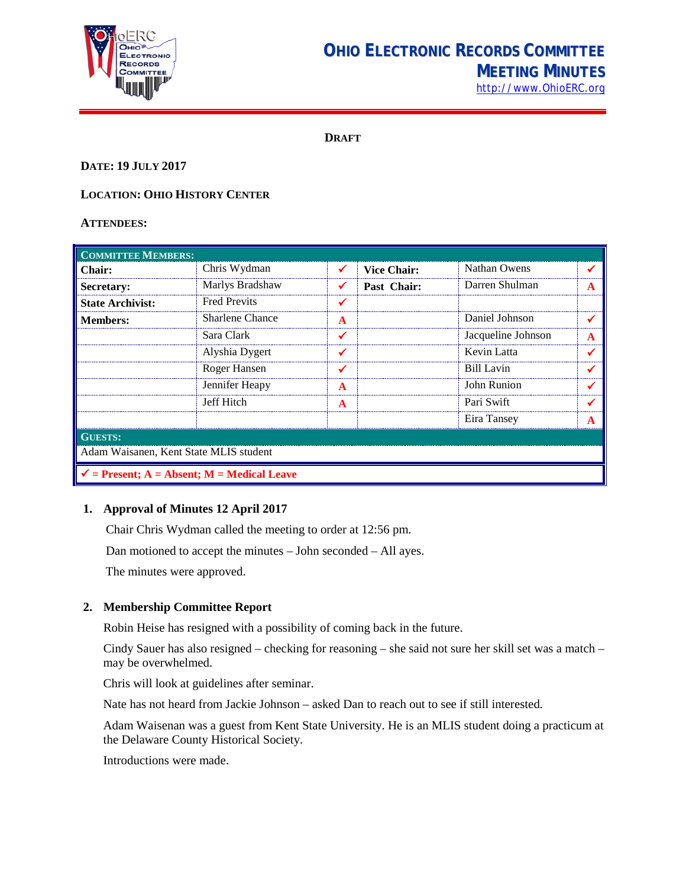# OHIO ELECTRONIC RECORDS COMMITTEE
## MEETING MINUTES

http://www.OhioERC.org

**DRAFT**

**DATE: 19 JULY 2017**

**LOCATION: OHIO HISTORY CENTER**

**ATTENDEES:**

| COMMITTEE MEMBERS: | | | | | |
|---|---|---|---|---|---|
| **Chair:** | Chris Wydman | ✓ | **Vice Chair:** | Nathan Owens | ✓ |
| **Secretary:** | Marlys Bradshaw | ✓ | **Past Chair:** | Darren Shulman | A |
| **State Archivist:** | Fred Previts | ✓ | | | |
| **Members:** | Sharlene Chance | A | | Daniel Johnson | ✓ |
| | Sara Clark | ✓ | | Jacqueline Johnson | A |
| | Alyshia Dygert | ✓ | | Kevin Latta | ✓ |
| | Roger Hansen | ✓ | | Bill Lavin | ✓ |
| | Jennifer Heapy | A | | John Runion | ✓ |
| | Jeff Hitch | A | | Pari Swift | ✓ |
| | | | | Eira Tansey | A |
| **GUESTS:** | | | | | |
| Adam Waisanen, Kent State MLIS student | | | | | |
| ✓ = Present; A = Absent; M = Medical Leave | | | | | |

1. **Approval of Minutes 12 April 2017**

   Chair Chris Wydman called the meeting to order at 12:56 pm.

   Dan motioned to accept the minutes – John seconded – All ayes.

   The minutes were approved.

2. **Membership Committee Report**

   Robin Heise has resigned with a possibility of coming back in the future.

   Cindy Sauer has also resigned – checking for reasoning – she said not sure her skill set was a match – may be overwhelmed.

   Chris will look at guidelines after seminar.

   Nate has not heard from Jackie Johnson – asked Dan to reach out to see if still interested.

   Adam Waisenan was a guest from Kent State University. He is an MLIS student doing a practicum at the Delaware County Historical Society.

   Introductions were made.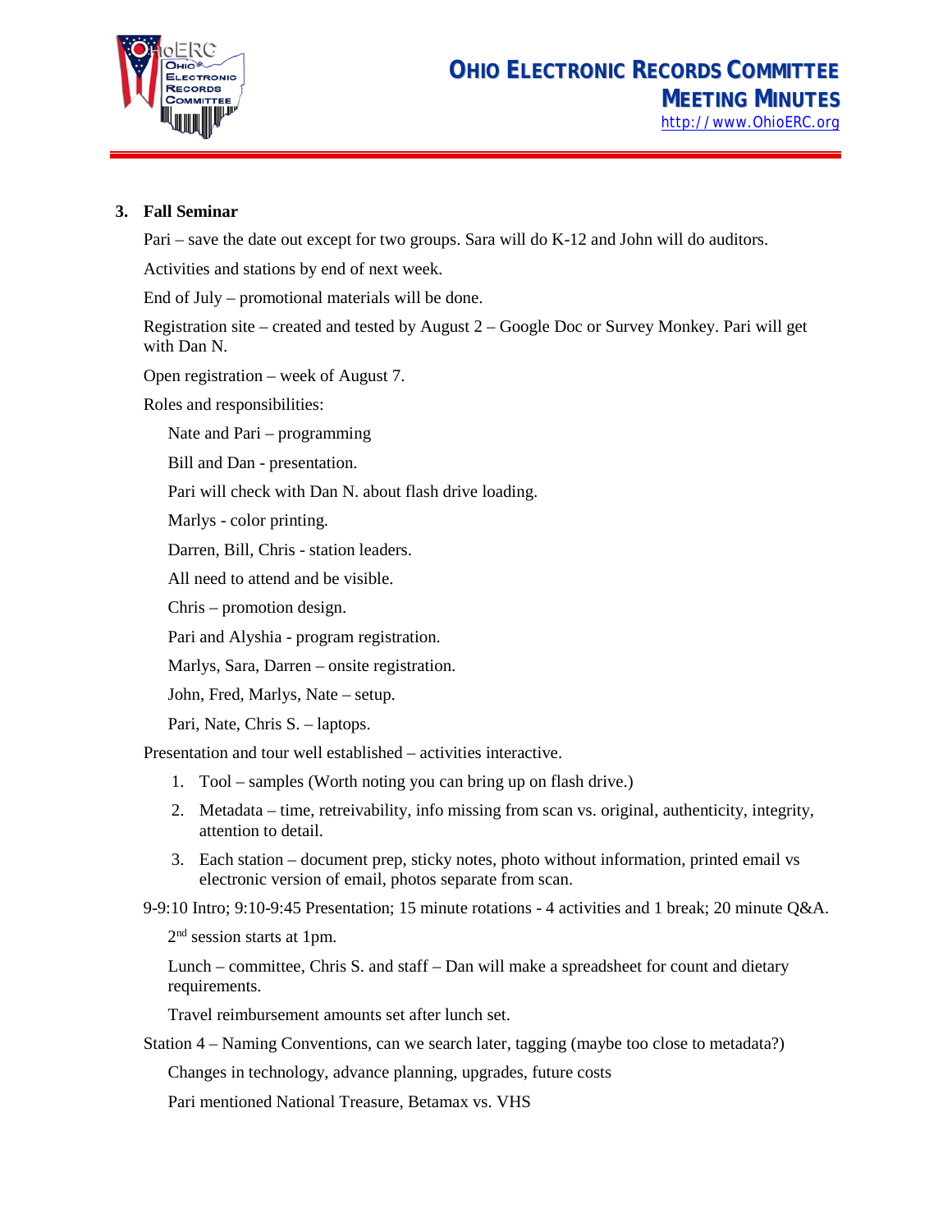**3. Fall Seminar**

Pari – save the date out except for two groups. Sara will do K-12 and John will do auditors.

Activities and stations by end of next week.

End of July – promotional materials will be done.

Registration site – created and tested by August 2 – Google Doc or Survey Monkey. Pari will get with Dan N.

Open registration – week of August 7.

Roles and responsibilities:

- Nate and Pari – programming
- Bill and Dan - presentation.
- Pari will check with Dan N. about flash drive loading.
- Marlys - color printing.
- Darren, Bill, Chris - station leaders.
- All need to attend and be visible.
- Chris – promotion design.
- Pari and Alyshia - program registration.
- Marlys, Sara, Darren – onsite registration.
- John, Fred, Marlys, Nate – setup.
- Pari, Nate, Chris S. – laptops.

Presentation and tour well established – activities interactive.

1. Tool – samples (Worth noting you can bring up on flash drive.)
2. Metadata – time, retreivability, info missing from scan vs. original, authenticity, integrity, attention to detail.
3. Each station – document prep, sticky notes, photo without information, printed email vs electronic version of email, photos separate from scan.

9-9:10 Intro; 9:10-9:45 Presentation; 15 minute rotations - 4 activities and 1 break; 20 minute Q&A.

- 2nd session starts at 1pm.
- Lunch – committee, Chris S. and staff – Dan will make a spreadsheet for count and dietary requirements.
- Travel reimbursement amounts set after lunch set.

Station 4 – Naming Conventions, can we search later, tagging (maybe too close to metadata?)

- Changes in technology, advance planning, upgrades, future costs
- Pari mentioned National Treasure, Betamax vs. VHS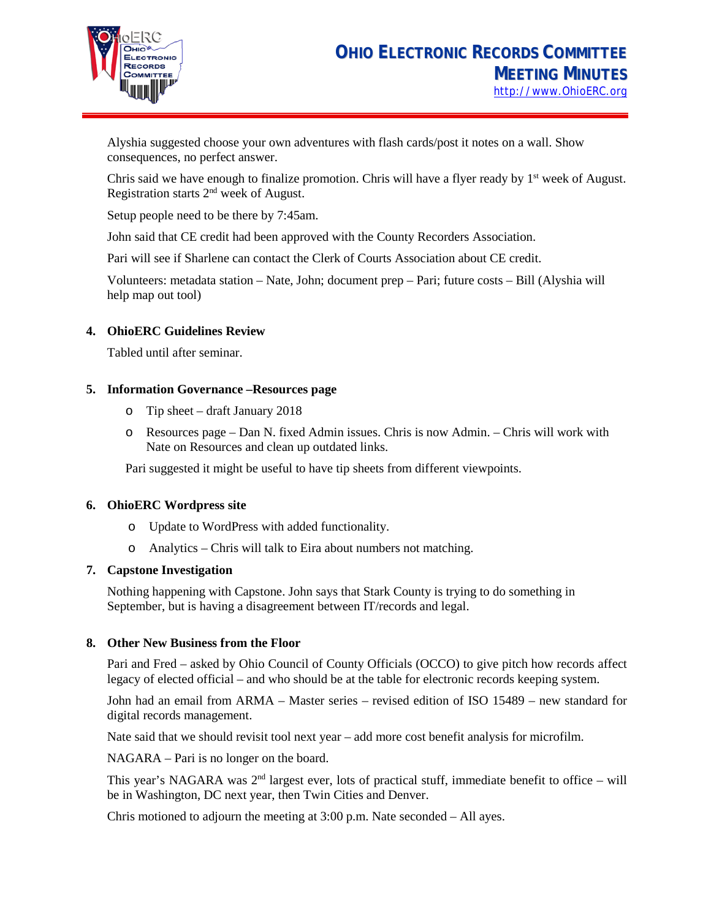Alyshia suggested choose your own adventures with flash cards/post it notes on a wall. Show consequences, no perfect answer.

Chris said we have enough to finalize promotion. Chris will have a flyer ready by 1st week of August. Registration starts 2nd week of August.

Setup people need to be there by 7:45am.

John said that CE credit had been approved with the County Recorders Association.

Pari will see if Sharlene can contact the Clerk of Courts Association about CE credit.

Volunteers: metadata station – Nate, John; document prep – Pari; future costs – Bill (Alyshia will help map out tool)

**4. OhioERC Guidelines Review**

Tabled until after seminar.

**5. Information Governance –Resources page**

- Tip sheet – draft January 2018
- Resources page – Dan N. fixed Admin issues. Chris is now Admin. – Chris will work with Nate on Resources and clean up outdated links.

Pari suggested it might be useful to have tip sheets from different viewpoints.

**6. OhioERC Wordpress site**

- Update to WordPress with added functionality.
- Analytics – Chris will talk to Eira about numbers not matching.

**7. Capstone Investigation**

Nothing happening with Capstone. John says that Stark County is trying to do something in September, but is having a disagreement between IT/records and legal.

**8. Other New Business from the Floor**

Pari and Fred – asked by Ohio Council of County Officials (OCCO) to give pitch how records affect legacy of elected official – and who should be at the table for electronic records keeping system.

John had an email from ARMA – Master series – revised edition of ISO 15489 – new standard for digital records management.

Nate said that we should revisit tool next year – add more cost benefit analysis for microfilm.

NAGARA – Pari is no longer on the board.

This year's NAGARA was 2nd largest ever, lots of practical stuff, immediate benefit to office – will be in Washington, DC next year, then Twin Cities and Denver.

Chris motioned to adjourn the meeting at 3:00 p.m. Nate seconded – All ayes.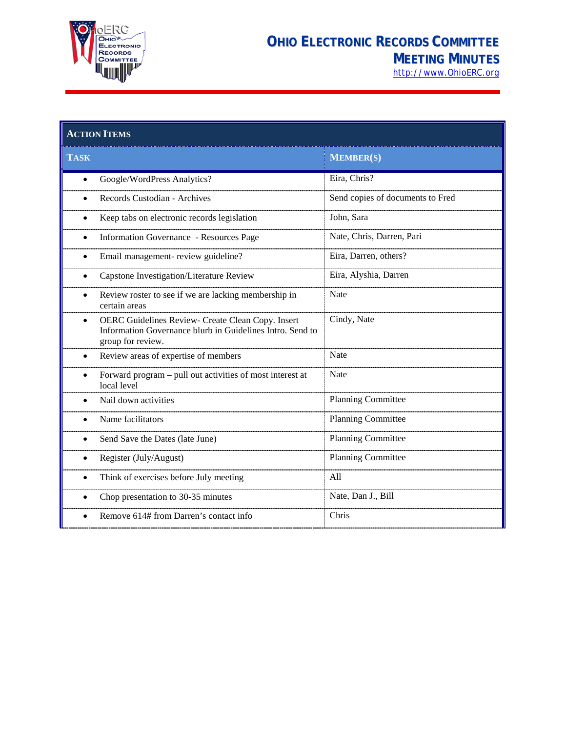# OHIO ELECTRONIC RECORDS COMMITTEE MEETING MINUTES

http://www.OhioERC.org

## ACTION ITEMS

| TASK | MEMBER(S) |
|---|---|
| Google/WordPress Analytics? | Eira, Chris? |
| Records Custodian - Archives | Send copies of documents to Fred |
| Keep tabs on electronic records legislation | John, Sara |
| Information Governance - Resources Page | Nate, Chris, Darren, Pari |
| Email management- review guideline? | Eira, Darren, others? |
| Capstone Investigation/Literature Review | Eira, Alyshia, Darren |
| Review roster to see if we are lacking membership in certain areas | Nate |
| OERC Guidelines Review- Create Clean Copy. Insert Information Governance blurb in Guidelines Intro. Send to group for review. | Cindy, Nate |
| Review areas of expertise of members | Nate |
| Forward program – pull out activities of most interest at local level | Nate |
| Nail down activities | Planning Committee |
| Name facilitators | Planning Committee |
| Send Save the Dates (late June) | Planning Committee |
| Register (July/August) | Planning Committee |
| Think of exercises before July meeting | All |
| Chop presentation to 30-35 minutes | Nate, Dan J., Bill |
| Remove 614# from Darren's contact info | Chris |